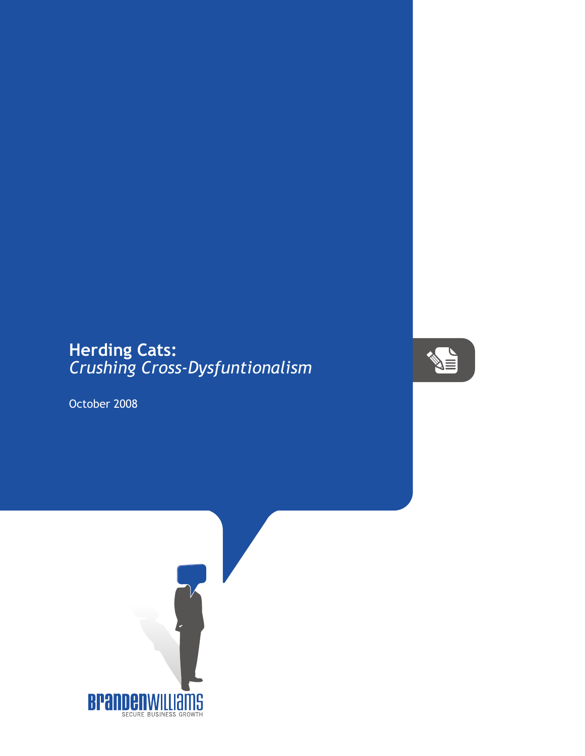# Herding Cats:
## *Crushing Cross-Dysfuntionalism*

October 2008

BRANDENWILLIAMS
SECURE BUSINESS GROWTH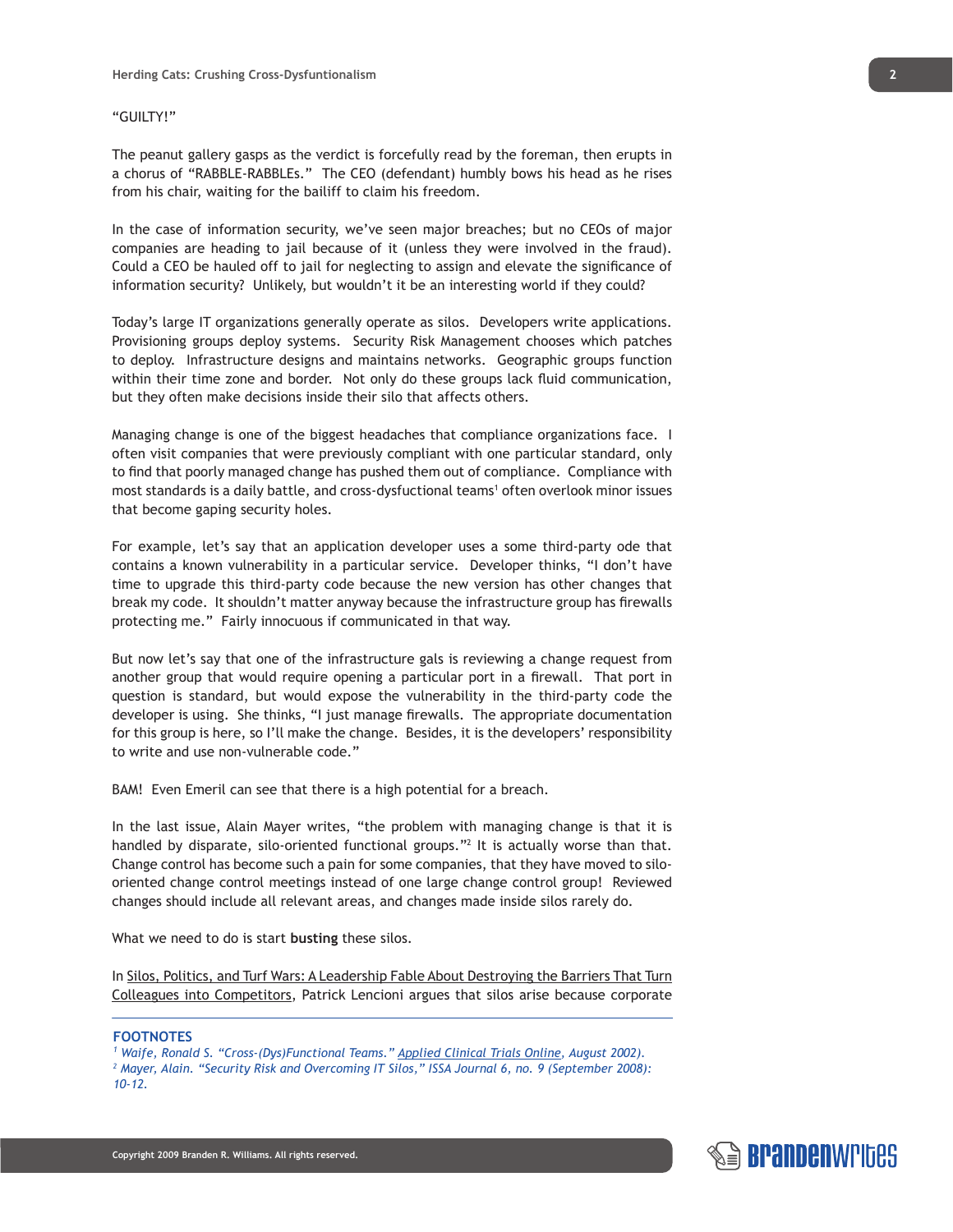"GUILTY!"

The peanut gallery gasps as the verdict is forcefully read by the foreman, then erupts in a chorus of "RABBLE-RABBLEs." The CEO (defendant) humbly bows his head as he rises from his chair, waiting for the bailiff to claim his freedom.

In the case of information security, we've seen major breaches; but no CEOs of major companies are heading to jail because of it (unless they were involved in the fraud). Could a CEO be hauled off to jail for neglecting to assign and elevate the significance of information security? Unlikely, but wouldn't it be an interesting world if they could?

Today's large IT organizations generally operate as silos. Developers write applications. Provisioning groups deploy systems. Security Risk Management chooses which patches to deploy. Infrastructure designs and maintains networks. Geographic groups function within their time zone and border. Not only do these groups lack fluid communication, but they often make decisions inside their silo that affects others.

Managing change is one of the biggest headaches that compliance organizations face. I often visit companies that were previously compliant with one particular standard, only to find that poorly managed change has pushed them out of compliance. Compliance with most standards is a daily battle, and cross-dysfuctional teams[1] often overlook minor issues that become gaping security holes.

For example, let's say that an application developer uses a some third-party ode that contains a known vulnerability in a particular service. Developer thinks, "I don't have time to upgrade this third-party code because the new version has other changes that break my code. It shouldn't matter anyway because the infrastructure group has firewalls protecting me." Fairly innocuous if communicated in that way.

But now let's say that one of the infrastructure gals is reviewing a change request from another group that would require opening a particular port in a firewall. That port in question is standard, but would expose the vulnerability in the third-party code the developer is using. She thinks, "I just manage firewalls. The appropriate documentation for this group is here, so I'll make the change. Besides, it is the developers' responsibility to write and use non-vulnerable code."

BAM! Even Emeril can see that there is a high potential for a breach.

In the last issue, Alain Mayer writes, "the problem with managing change is that it is handled by disparate, silo-oriented functional groups."[2] It is actually worse than that. Change control has become such a pain for some companies, that they have moved to silo-oriented change control meetings instead of one large change control group! Reviewed changes should include all relevant areas, and changes made inside silos rarely do.

What we need to do is start **busting** these silos.

In Silos, Politics, and Turf Wars: A Leadership Fable About Destroying the Barriers That Turn Colleagues into Competitors, Patrick Lencioni argues that silos arise because corporate

---

**FOOTNOTES**

*[1] Waife, Ronald S. "Cross-(Dys)Functional Teams." Applied Clinical Trials Online, August 2002).*

*[2] Mayer, Alain. "Security Risk and Overcoming IT Silos," ISSA Journal 6, no. 9 (September 2008): 10-12.*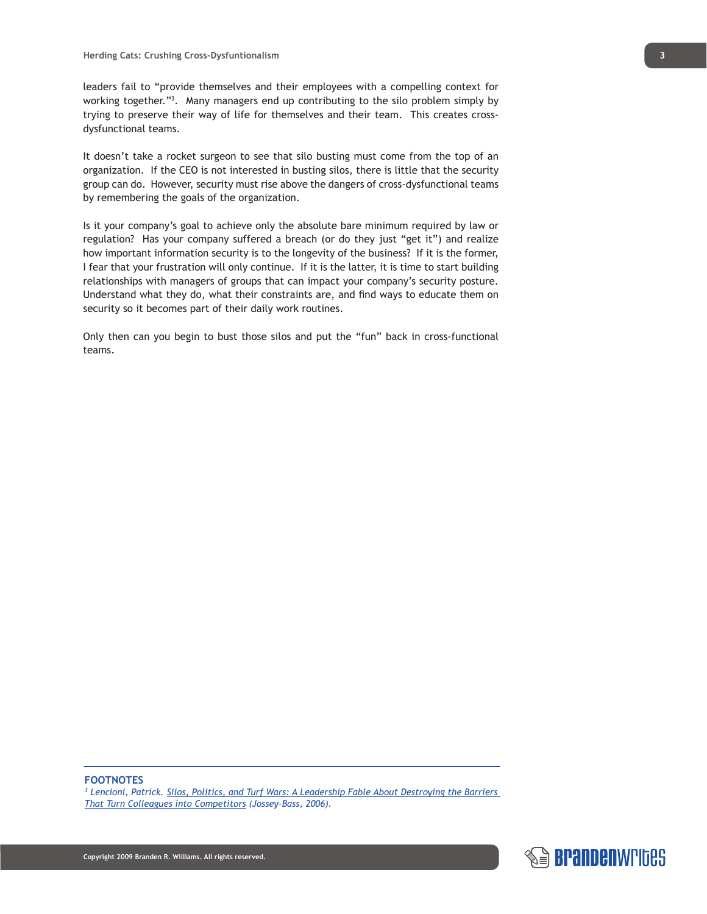leaders fail to "provide themselves and their employees with a compelling context for working together."[3]. Many managers end up contributing to the silo problem simply by trying to preserve their way of life for themselves and their team. This creates cross-dysfunctional teams.

It doesn't take a rocket surgeon to see that silo busting must come from the top of an organization. If the CEO is not interested in busting silos, there is little that the security group can do. However, security must rise above the dangers of cross-dysfunctional teams by remembering the goals of the organization.

Is it your company's goal to achieve only the absolute bare minimum required by law or regulation? Has your company suffered a breach (or do they just "get it") and realize how important information security is to the longevity of the business? If it is the former, I fear that your frustration will only continue. If it is the latter, it is time to start building relationships with managers of groups that can impact your company's security posture. Understand what they do, what their constraints are, and find ways to educate them on security so it becomes part of their daily work routines.

Only then can you begin to bust those silos and put the "fun" back in cross-functional teams.

---

**FOOTNOTES**

[3] *Lencioni, Patrick. Silos, Politics, and Turf Wars: A Leadership Fable About Destroying the Barriers That Turn Colleagues into Competitors (Jossey-Bass, 2006).*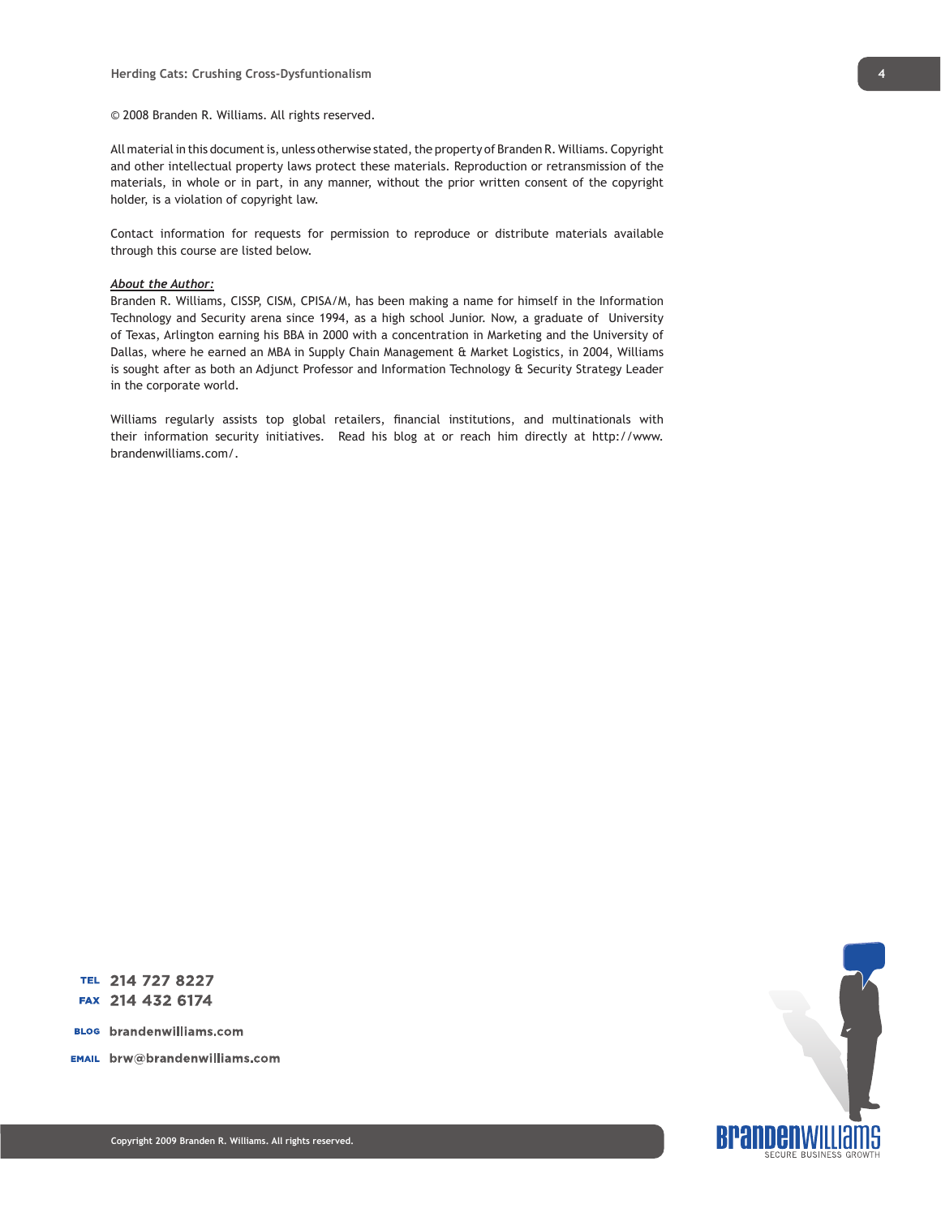© 2008 Branden R. Williams. All rights reserved.

All material in this document is, unless otherwise stated, the property of Branden R. Williams. Copyright and other intellectual property laws protect these materials. Reproduction or retransmission of the materials, in whole or in part, in any manner, without the prior written consent of the copyright holder, is a violation of copyright law.

Contact information for requests for permission to reproduce or distribute materials available through this course are listed below.

***About the Author:***

Branden R. Williams, CISSP, CISM, CPISA/M, has been making a name for himself in the Information Technology and Security arena since 1994, as a high school Junior. Now, a graduate of University of Texas, Arlington earning his BBA in 2000 with a concentration in Marketing and the University of Dallas, where he earned an MBA in Supply Chain Management & Market Logistics, in 2004, Williams is sought after as both an Adjunct Professor and Information Technology & Security Strategy Leader in the corporate world.

Williams regularly assists top global retailers, financial institutions, and multinationals with their information security initiatives. Read his blog at or reach him directly at http://www.brandenwilliams.com/.

**TEL** 214 727 8227
**FAX** 214 432 6174

**BLOG** brandenwilliams.com

**EMAIL** brw@brandenwilliams.com

Copyright 2009 Branden R. Williams. All rights reserved.

BrandenWilliams
SECURE BUSINESS GROWTH